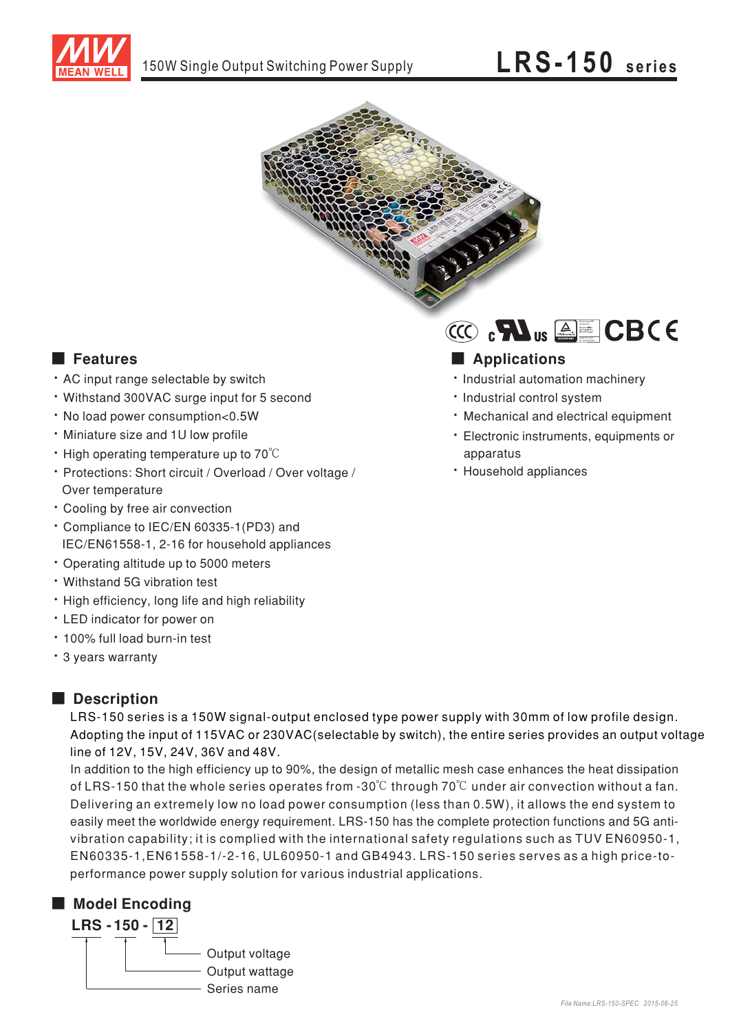# 150W Single Output Switching Power Supply

# LRS-150 series

## Features

- AC input range selectable by switch
- Withstand 300VAC surge input for 5 second
- No load power consumption<0.5W
- Miniature size and 1U low profile
- High operating temperature up to 70℃
- Protections: Short circuit / Overload / Over voltage / Over temperature
- Cooling by free air convection
- Compliance to IEC/EN 60335-1(PD3) and IEC/EN61558-1, 2-16 for household appliances
- Operating altitude up to 5000 meters
- Withstand 5G vibration test
- High efficiency, long life and high reliability
- LED indicator for power on
- 100% full load burn-in test
- 3 years warranty

## Applications

- Industrial automation machinery
- Industrial control system
- Mechanical and electrical equipment
- Electronic instruments, equipments or apparatus
- Household appliances

## Description

LRS-150 series is a 150W signal-output enclosed type power supply with 30mm of low profile design. Adopting the input of 115VAC or 230VAC(selectable by switch), the entire series provides an output voltage line of 12V, 15V, 24V, 36V and 48V.

In addition to the high efficiency up to 90%, the design of metallic mesh case enhances the heat dissipation of LRS-150 that the whole series operates from -30℃ through 70℃ under air convection without a fan. Delivering an extremely low no load power consumption (less than 0.5W), it allows the end system to easily meet the worldwide energy requirement. LRS-150 has the complete protection functions and 5G anti-vibration capability; it is complied with the international safety regulations such as TUV EN60950-1, EN60335-1,EN61558-1/-2-16, UL60950-1 and GB4943. LRS-150 series serves as a high price-to-performance power supply solution for various industrial applications.

## Model Encoding

**LRS - 150 - 12**

- 12: Output voltage
- 150: Output wattage
- LRS: Series name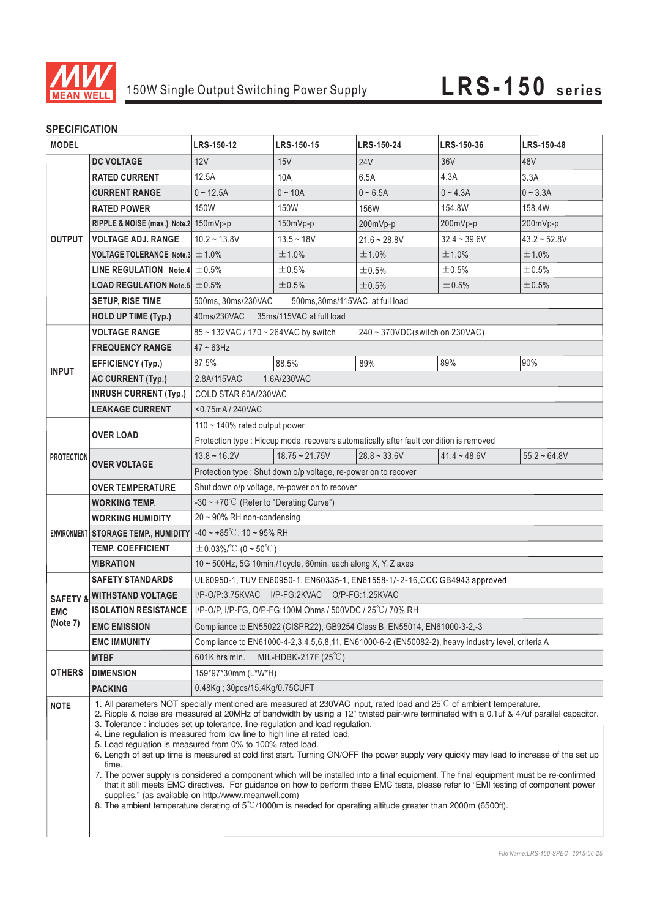# 150W Single Output Switching Power Supply — LRS-150 series

## SPECIFICATION

| MODEL | | LRS-150-12 | LRS-150-15 | LRS-150-24 | LRS-150-36 | LRS-150-48 |
|---|---|---|---|---|---|---|
| OUTPUT | DC VOLTAGE | 12V | 15V | 24V | 36V | 48V |
| | RATED CURRENT | 12.5A | 10A | 6.5A | 4.3A | 3.3A |
| | CURRENT RANGE | 0 ~ 12.5A | 0 ~ 10A | 0 ~ 6.5A | 0 ~ 4.3A | 0 ~ 3.3A |
| | RATED POWER | 150W | 150W | 156W | 154.8W | 158.4W |
| | RIPPLE & NOISE (max.) Note.2 | 150mVp-p | 150mVp-p | 200mVp-p | 200mVp-p | 200mVp-p |
| | VOLTAGE ADJ. RANGE | 10.2 ~ 13.8V | 13.5 ~ 18V | 21.6 ~ 28.8V | 32.4 ~ 39.6V | 43.2 ~ 52.8V |
| | VOLTAGE TOLERANCE Note.3 | ±1.0% | ±1.0% | ±1.0% | ±1.0% | ±1.0% |
| | LINE REGULATION Note.4 | ±0.5% | ±0.5% | ±0.5% | ±0.5% | ±0.5% |
| | LOAD REGULATION Note.5 | ±0.5% | ±0.5% | ±0.5% | ±0.5% | ±0.5% |
| | SETUP, RISE TIME | 500ms, 30ms/230VAC 500ms,30ms/115VAC at full load | | | | |
| | HOLD UP TIME (Typ.) | 40ms/230VAC 35ms/115VAC at full load | | | | |
| INPUT | VOLTAGE RANGE | 85 ~ 132VAC / 170 ~ 264VAC by switch 240 ~ 370VDC(switch on 230VAC) | | | | |
| | FREQUENCY RANGE | 47 ~ 63Hz | | | | |
| | EFFICIENCY (Typ.) | 87.5% | 88.5% | 89% | 89% | 90% |
| | AC CURRENT (Typ.) | 2.8A/115VAC 1.6A/230VAC | | | | |
| | INRUSH CURRENT (Typ.) | COLD STAR 60A/230VAC | | | | |
| | LEAKAGE CURRENT | <0.75mA / 240VAC | | | | |
| PROTECTION | OVER LOAD | 110 ~ 140% rated output power | | | | |
| | | Protection type : Hiccup mode, recovers automatically after fault condition is removed | | | | |
| | OVER VOLTAGE | 13.8 ~ 16.2V | 18.75 ~ 21.75V | 28.8 ~ 33.6V | 41.4 ~ 48.6V | 55.2 ~ 64.8V |
| | | Protection type : Shut down o/p voltage, re-power on to recover | | | | |
| | OVER TEMPERATURE | Shut down o/p voltage, re-power on to recover | | | | |
| ENVIRONMENT | WORKING TEMP. | -30 ~ +70℃ (Refer to "Derating Curve") | | | | |
| | WORKING HUMIDITY | 20 ~ 90% RH non-condensing | | | | |
| | STORAGE TEMP., HUMIDITY | -40 ~ +85℃, 10 ~ 95% RH | | | | |
| | TEMP. COEFFICIENT | ±0.03%/℃ (0 ~ 50℃) | | | | |
| | VIBRATION | 10 ~ 500Hz, 5G 10min./1cycle, 60min. each along X, Y, Z axes | | | | |
| SAFETY & EMC (Note 7) | SAFETY STANDARDS | UL60950-1, TUV EN60950-1, EN60335-1, EN61558-1/-2-16,CCC GB4943 approved | | | | |
| | WITHSTAND VOLTAGE | I/P-O/P:3.75KVAC I/P-FG:2KVAC O/P-FG:1.25KVAC | | | | |
| | ISOLATION RESISTANCE | I/P-O/P, I/P-FG, O/P-FG:100M Ohms / 500VDC / 25℃/ 70% RH | | | | |
| | EMC EMISSION | Compliance to EN55022 (CISPR22), GB9254 Class B, EN55014, EN61000-3-2,-3 | | | | |
| | EMC IMMUNITY | Compliance to EN61000-4-2,3,4,5,6,8,11, EN61000-6-2 (EN50082-2), heavy industry level, criteria A | | | | |
| OTHERS | MTBF | 601K hrs min. MIL-HDBK-217F (25℃) | | | | |
| | DIMENSION | 159*97*30mm (L*W*H) | | | | |
| | PACKING | 0.48Kg ; 30pcs/15.4Kg/0.75CUFT | | | | |

**NOTE**

1. All parameters NOT specially mentioned are measured at 230VAC input, rated load and 25℃ of ambient temperature.
2. Ripple & noise are measured at 20MHz of bandwidth by using a 12" twisted pair-wire terminated with a 0.1uf & 47uf parallel capacitor.
3. Tolerance : includes set up tolerance, line regulation and load regulation.
4. Line regulation is measured from low line to high line at rated load.
5. Load regulation is measured from 0% to 100% rated load.
6. Length of set up time is measured at cold first start. Turning ON/OFF the power supply very quickly may lead to increase of the set up time.
7. The power supply is considered a component which will be installed into a final equipment. The final equipment must be re-confirmed that it still meets EMC directives. For guidance on how to perform these EMC tests, please refer to "EMI testing of component power supplies." (as available on http://www.meanwell.com)
8. The ambient temperature derating of 5℃/1000m is needed for operating altitude greater than 2000m (6500ft).

File Name:LRS-150-SPEC 2015-06-25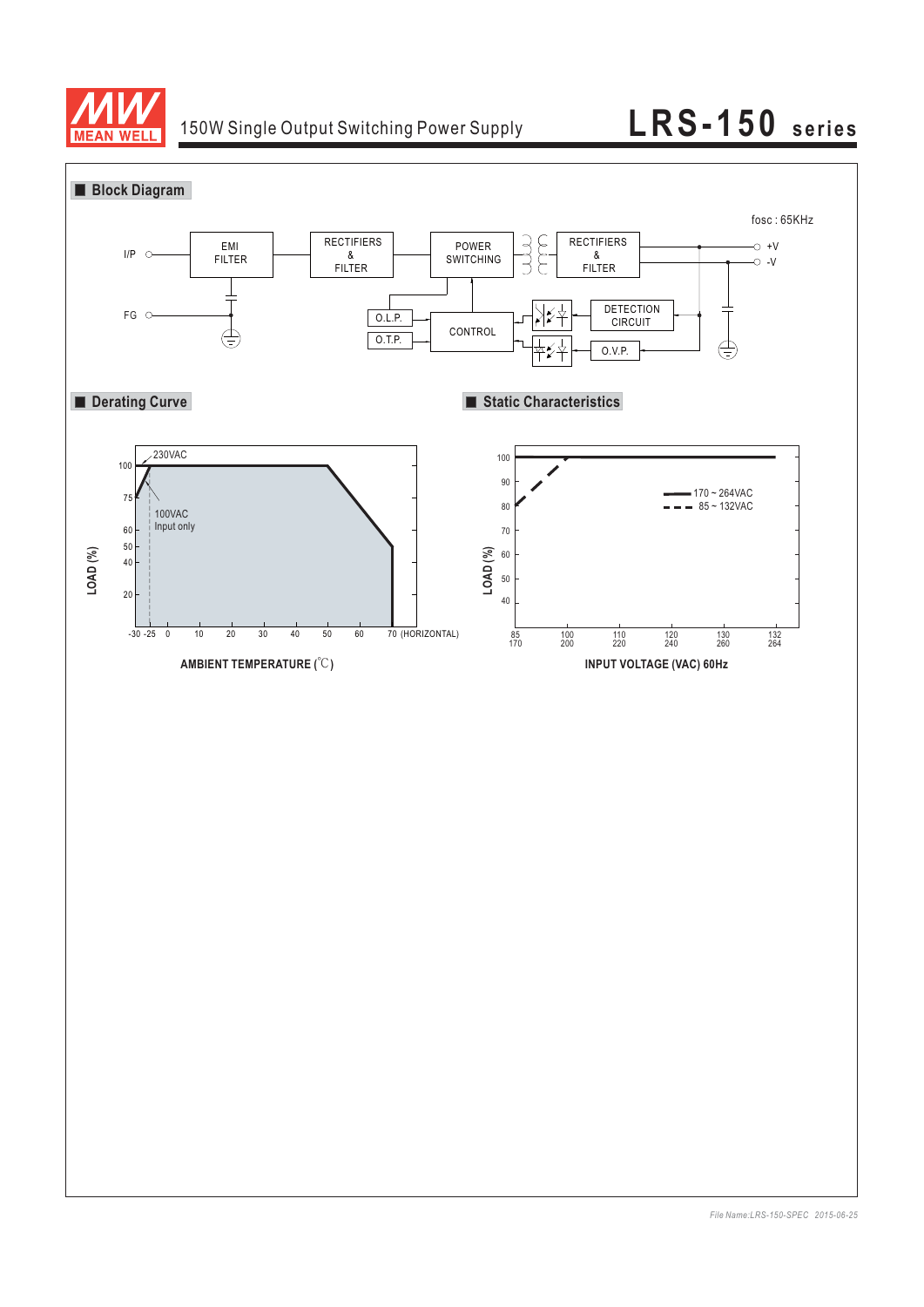## Block Diagram

fosc : 65KHz

I/P

FG

EMI FILTER

RECTIFIERS & FILTER

POWER SWITCHING

RECTIFIERS & FILTER

+V

-V

O.L.P.

O.T.P.

CONTROL

DETECTION CIRCUIT

O.V.P.

## Derating Curve

230VAC

100VAC Input only

LOAD (%)

100, 75, 60, 50, 40, 20

-30 -25 0 10 20 30 40 50 60 70 (HORIZONTAL)

AMBIENT TEMPERATURE (℃)

## Static Characteristics

LOAD (%)

100, 90, 80, 70, 60, 50, 40

170 ~ 264VAC

85 ~ 132VAC

85/170, 100/200, 110/220, 120/240, 130/260, 132/264

INPUT VOLTAGE (VAC) 60Hz

File Name:LRS-150-SPEC 2015-06-25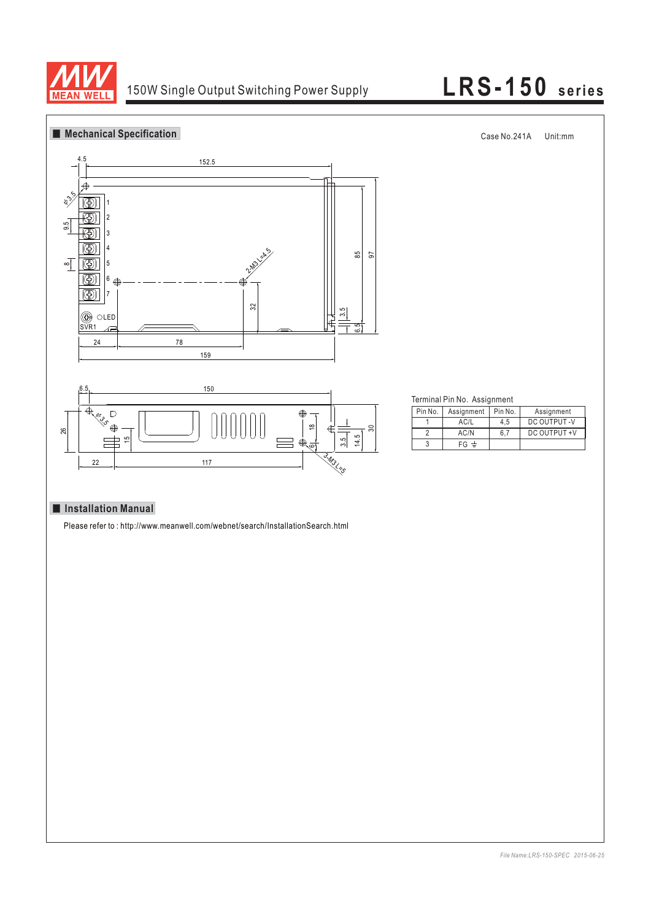## Mechanical Specification

Case No.241A　　Unit:mm

4.5
152.5
φ3.5
9.5
8
1
2
3
4
5
6
7
2-M3 L=4.5
85
97
32
3.5
6.5
LED
SVR1
24
78
159

6.5
150
φ3.5
26
15
18
30
3.5
14.5
6
3-M3 L=5
22
117

Terminal Pin No. Assignment

| Pin No. | Assignment | Pin No. | Assignment |
|---|---|---|---|
| 1 | AC/L | 4,5 | DC OUTPUT -V |
| 2 | AC/N | 6,7 | DC OUTPUT +V |
| 3 | FG ⏚ | | |

## Installation Manual

Please refer to : http://www.meanwell.com/webnet/search/InstallationSearch.html